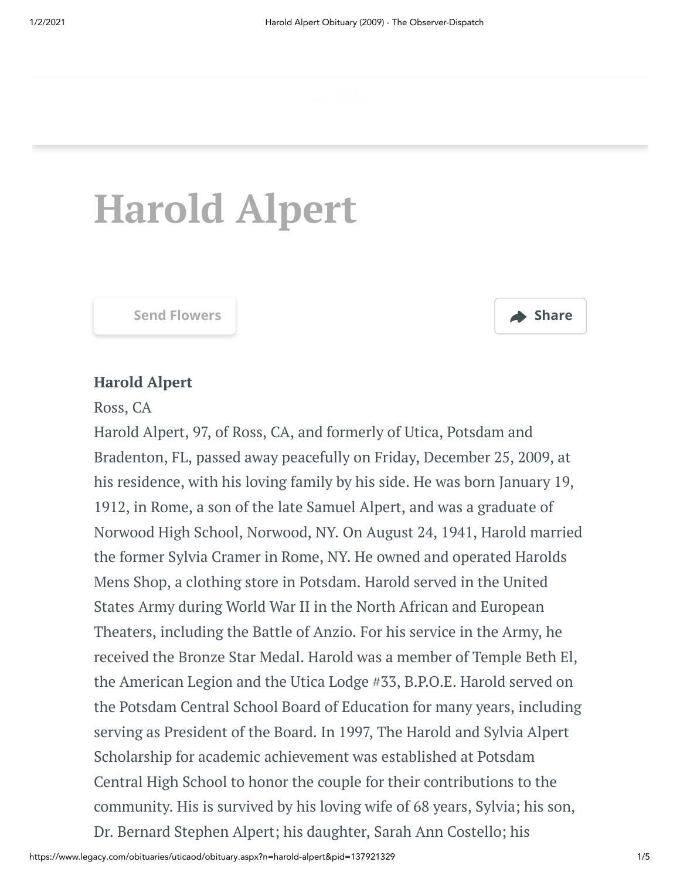# Harold Alpert

Send Flowers

Share

**Harold Alpert**

Ross, CA

Harold Alpert, 97, of Ross, CA, and formerly of Utica, Potsdam and Bradenton, FL, passed away peacefully on Friday, December 25, 2009, at his residence, with his loving family by his side. He was born January 19, 1912, in Rome, a son of the late Samuel Alpert, and was a graduate of Norwood High School, Norwood, NY. On August 24, 1941, Harold married the former Sylvia Cramer in Rome, NY. He owned and operated Harolds Mens Shop, a clothing store in Potsdam. Harold served in the United States Army during World War II in the North African and European Theaters, including the Battle of Anzio. For his service in the Army, he received the Bronze Star Medal. Harold was a member of Temple Beth El, the American Legion and the Utica Lodge #33, B.P.O.E. Harold served on the Potsdam Central School Board of Education for many years, including serving as President of the Board. In 1997, The Harold and Sylvia Alpert Scholarship for academic achievement was established at Potsdam Central High School to honor the couple for their contributions to the community. His is survived by his loving wife of 68 years, Sylvia; his son, Dr. Bernard Stephen Alpert; his daughter, Sarah Ann Costello; his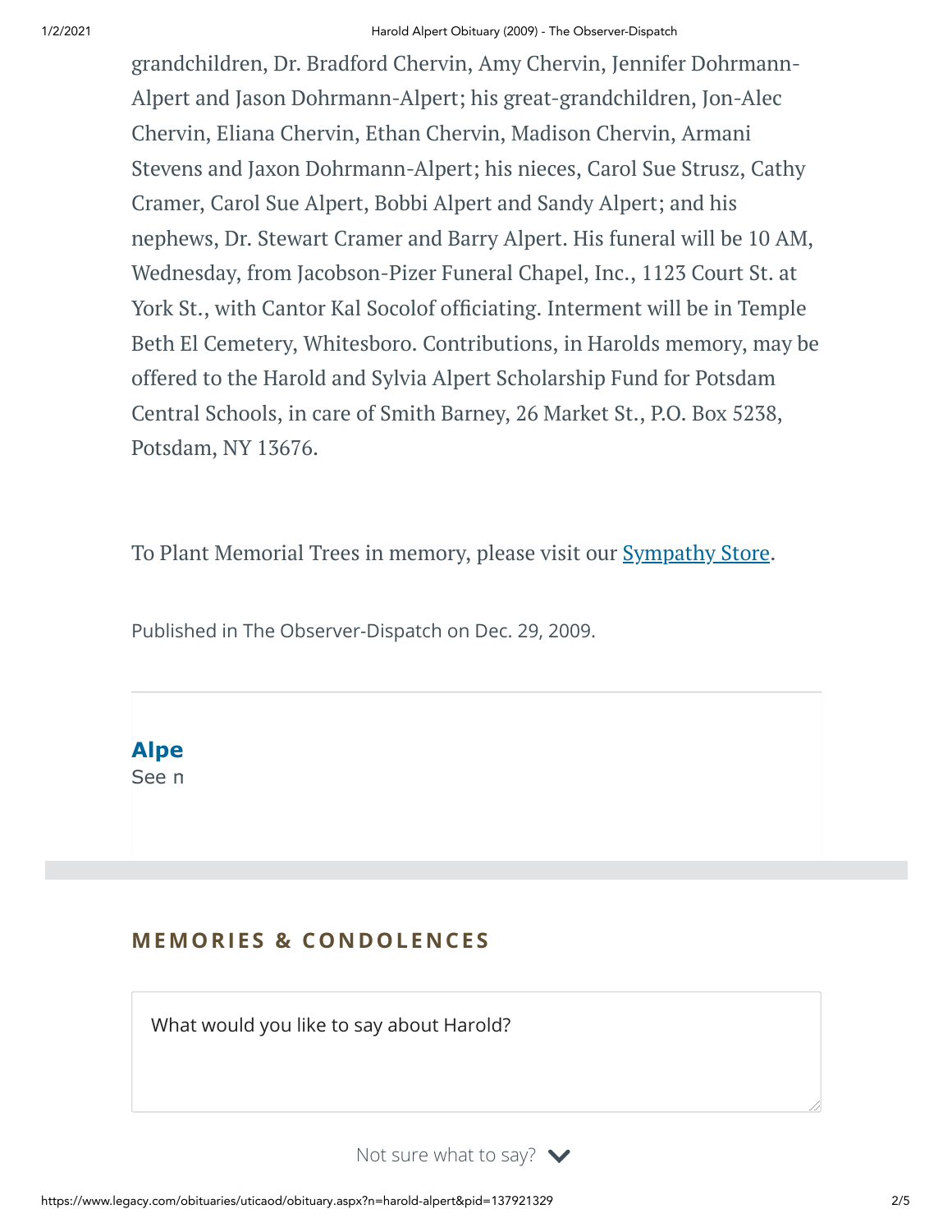grandchildren, Dr. Bradford Chervin, Amy Chervin, Jennifer Dohrmann-Alpert and Jason Dohrmann-Alpert; his great-grandchildren, Jon-Alec Chervin, Eliana Chervin, Ethan Chervin, Madison Chervin, Armani Stevens and Jaxon Dohrmann-Alpert; his nieces, Carol Sue Strusz, Cathy Cramer, Carol Sue Alpert, Bobbi Alpert and Sandy Alpert; and his nephews, Dr. Stewart Cramer and Barry Alpert. His funeral will be 10 AM, Wednesday, from Jacobson-Pizer Funeral Chapel, Inc., 1123 Court St. at York St., with Cantor Kal Socolof officiating. Interment will be in Temple Beth El Cemetery, Whitesboro. Contributions, in Harolds memory, may be offered to the Harold and Sylvia Alpert Scholarship Fund for Potsdam Central Schools, in care of Smith Barney, 26 Market St., P.O. Box 5238, Potsdam, NY 13676.

To Plant Memorial Trees in memory, please visit our Sympathy Store.

Published in The Observer-Dispatch on Dec. 29, 2009.

**Alpe**
See n

## MEMORIES & CONDOLENCES

What would you like to say about Harold?

Not sure what to say?